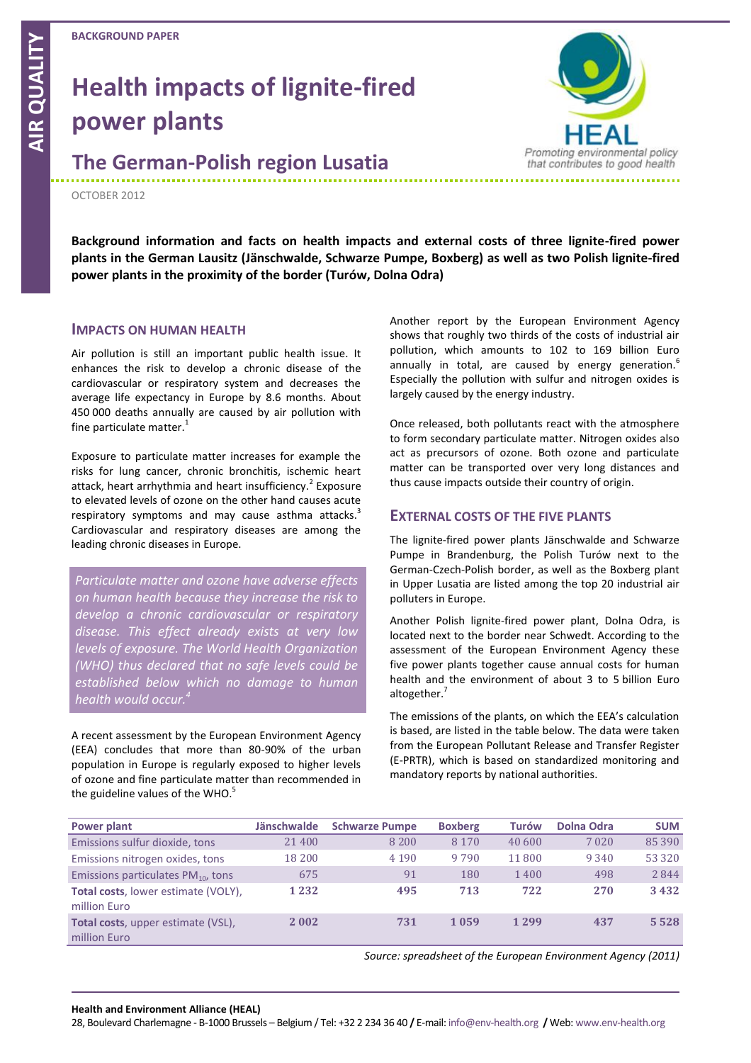AIR QUALITY

**BACKGROUND PAPER**

# Health impacts of lignite-fired power plants

## The German-Polish region Lusatia

OCTOBER 2012

**Background information and facts on health impacts and external costs of three lignite-fired power plants in the German Lausitz (Jänschwalde, Schwarze Pumpe, Boxberg) as well as two Polish lignite-fired power plants in the proximity of the border (Turów, Dolna Odra)**

### IMPACTS ON HUMAN HEALTH

Air pollution is still an important public health issue. It enhances the risk to develop a chronic disease of the cardiovascular or respiratory system and decreases the average life expectancy in Europe by 8.6 months. About 450 000 deaths annually are caused by air pollution with fine particulate matter.[1]

Exposure to particulate matter increases for example the risks for lung cancer, chronic bronchitis, ischemic heart attack, heart arrhythmia and heart insufficiency.[2] Exposure to elevated levels of ozone on the other hand causes acute respiratory symptoms and may cause asthma attacks.[3] Cardiovascular and respiratory diseases are among the leading chronic diseases in Europe.

*Particulate matter and ozone have adverse effects on human health because they increase the risk to develop a chronic cardiovascular or respiratory disease. This effect already exists at very low levels of exposure. The World Health Organization (WHO) thus declared that no safe levels could be established below which no damage to human health would occur.[4]*

A recent assessment by the European Environment Agency (EEA) concludes that more than 80-90% of the urban population in Europe is regularly exposed to higher levels of ozone and fine particulate matter than recommended in the guideline values of the WHO.[5]

Another report by the European Environment Agency shows that roughly two thirds of the costs of industrial air pollution, which amounts to 102 to 169 billion Euro annually in total, are caused by energy generation.[6] Especially the pollution with sulfur and nitrogen oxides is largely caused by the energy industry.

Once released, both pollutants react with the atmosphere to form secondary particulate matter. Nitrogen oxides also act as precursors of ozone. Both ozone and particulate matter can be transported over very long distances and thus cause impacts outside their country of origin.

### EXTERNAL COSTS OF THE FIVE PLANTS

The lignite-fired power plants Jänschwalde and Schwarze Pumpe in Brandenburg, the Polish Turów next to the German-Czech-Polish border, as well as the Boxberg plant in Upper Lusatia are listed among the top 20 industrial air polluters in Europe.

Another Polish lignite-fired power plant, Dolna Odra, is located next to the border near Schwedt. According to the assessment of the European Environment Agency these five power plants together cause annual costs for human health and the environment of about 3 to 5 billion Euro altogether.[7]

The emissions of the plants, on which the EEA's calculation is based, are listed in the table below. The data were taken from the European Pollutant Release and Transfer Register (E-PRTR), which is based on standardized monitoring and mandatory reports by national authorities.

| Power plant | Jänschwalde | Schwarze Pumpe | Boxberg | Turów | Dolna Odra | SUM |
|---|---|---|---|---|---|---|
| Emissions sulfur dioxide, tons | 21 400 | 8 200 | 8 170 | 40 600 | 7 020 | 85 390 |
| Emissions nitrogen oxides, tons | 18 200 | 4 190 | 9 790 | 11 800 | 9 340 | 53 320 |
| Emissions particulates $PM_{10}$, tons | 675 | 91 | 180 | 1 400 | 498 | 2 844 |
| **Total costs**, lower estimate (VOLY), million Euro | **1 232** | **495** | **713** | **722** | **270** | **3 432** |
| **Total costs**, upper estimate (VSL), million Euro | **2 002** | **731** | **1 059** | **1 299** | **437** | **5 528** |

*Source: spreadsheet of the European Environment Agency (2011)*

**Health and Environment Alliance (HEAL)**
28, Boulevard Charlemagne - B-1000 Brussels – Belgium / Tel: +32 2 234 36 40 / E-mail: info@env-health.org / Web: www.env-health.org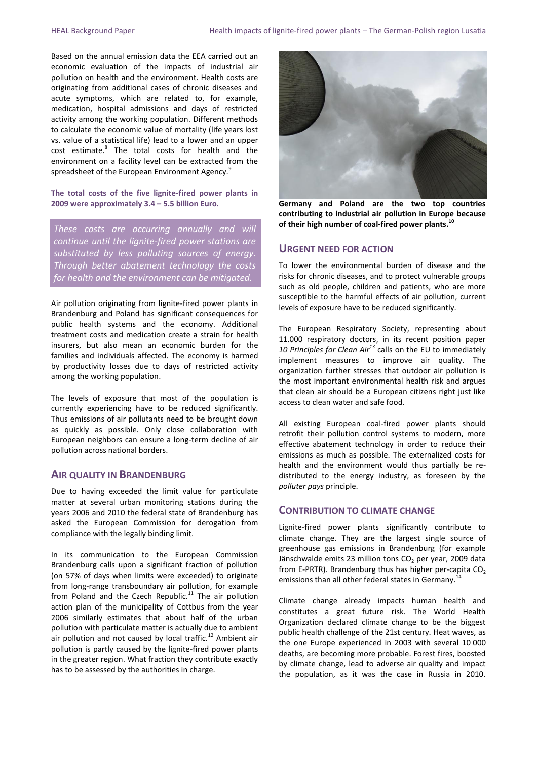Based on the annual emission data the EEA carried out an economic evaluation of the impacts of industrial air pollution on health and the environment. Health costs are originating from additional cases of chronic diseases and acute symptoms, which are related to, for example, medication, hospital admissions and days of restricted activity among the working population. Different methods to calculate the economic value of mortality (life years lost vs. value of a statistical life) lead to a lower and an upper cost estimate.[8] The total costs for health and the environment on a facility level can be extracted from the spreadsheet of the European Environment Agency.[9]

**The total costs of the five lignite-fired power plants in 2009 were approximately 3.4 – 5.5 billion Euro.**

*These costs are occurring annually and will continue until the lignite-fired power stations are substituted by less polluting sources of energy. Through better abatement technology the costs for health and the environment can be mitigated.*

Air pollution originating from lignite-fired power plants in Brandenburg and Poland has significant consequences for public health systems and the economy. Additional treatment costs and medication create a strain for health insurers, but also mean an economic burden for the families and individuals affected. The economy is harmed by productivity losses due to days of restricted activity among the working population.

The levels of exposure that most of the population is currently experiencing have to be reduced significantly. Thus emissions of air pollutants need to be brought down as quickly as possible. Only close collaboration with European neighbors can ensure a long-term decline of air pollution across national borders.

## Air quality in Brandenburg

Due to having exceeded the limit value for particulate matter at several urban monitoring stations during the years 2006 and 2010 the federal state of Brandenburg has asked the European Commission for derogation from compliance with the legally binding limit.

In its communication to the European Commission Brandenburg calls upon a significant fraction of pollution (on 57% of days when limits were exceeded) to originate from long-range transboundary air pollution, for example from Poland and the Czech Republic.[11] The air pollution action plan of the municipality of Cottbus from the year 2006 similarly estimates that about half of the urban pollution with particulate matter is actually due to ambient air pollution and not caused by local traffic.[12] Ambient air pollution is partly caused by the lignite-fired power plants in the greater region. What fraction they contribute exactly has to be assessed by the authorities in charge.

**Germany and Poland are the two top countries contributing to industrial air pollution in Europe because of their high number of coal-fired power plants.[10]**

## Urgent need for action

To lower the environmental burden of disease and the risks for chronic diseases, and to protect vulnerable groups such as old people, children and patients, who are more susceptible to the harmful effects of air pollution, current levels of exposure have to be reduced significantly.

The European Respiratory Society, representing about 11.000 respiratory doctors, in its recent position paper *10 Principles for Clean Air*[13] calls on the EU to immediately implement measures to improve air quality. The organization further stresses that outdoor air pollution is the most important environmental health risk and argues that clean air should be a European citizens right just like access to clean water and safe food.

All existing European coal-fired power plants should retrofit their pollution control systems to modern, more effective abatement technology in order to reduce their emissions as much as possible. The externalized costs for health and the environment would thus partially be re-distributed to the energy industry, as foreseen by the *polluter pays* principle.

## Contribution to climate change

Lignite-fired power plants significantly contribute to climate change. They are the largest single source of greenhouse gas emissions in Brandenburg (for example Jänschwalde emits 23 million tons $CO_2$ per year, 2009 data from E-PRTR). Brandenburg thus has higher per-capita $CO_2$ emissions than all other federal states in Germany.[14]

Climate change already impacts human health and constitutes a great future risk. The World Health Organization declared climate change to be the biggest public health challenge of the 21st century. Heat waves, as the one Europe experienced in 2003 with several 10 000 deaths, are becoming more probable. Forest fires, boosted by climate change, lead to adverse air quality and impact the population, as it was the case in Russia in 2010.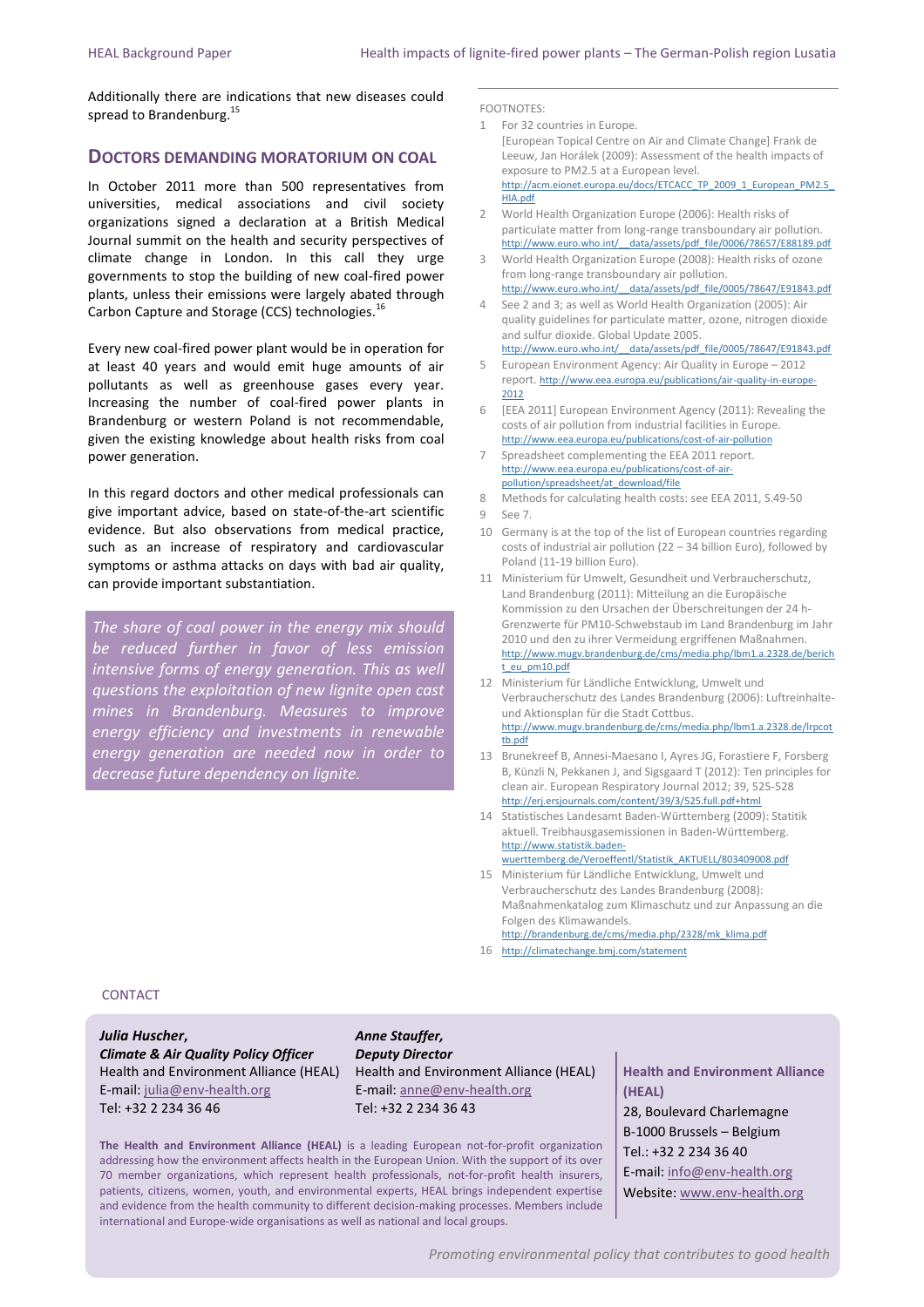Additionally there are indications that new diseases could spread to Brandenburg.[15]

## DOCTORS DEMANDING MORATORIUM ON COAL

In October 2011 more than 500 representatives from universities, medical associations and civil society organizations signed a declaration at a British Medical Journal summit on the health and security perspectives of climate change in London. In this call they urge governments to stop the building of new coal-fired power plants, unless their emissions were largely abated through Carbon Capture and Storage (CCS) technologies.[16]

Every new coal-fired power plant would be in operation for at least 40 years and would emit huge amounts of air pollutants as well as greenhouse gases every year. Increasing the number of coal-fired power plants in Brandenburg or western Poland is not recommendable, given the existing knowledge about health risks from coal power generation.

In this regard doctors and other medical professionals can give important advice, based on state-of-the-art scientific evidence. But also observations from medical practice, such as an increase of respiratory and cardiovascular symptoms or asthma attacks on days with bad air quality, can provide important substantiation.

*The share of coal power in the energy mix should be reduced further in favor of less emission intensive forms of energy generation. This as well questions the exploitation of new lignite open cast mines in Brandenburg. Measures to improve energy efficiency and investments in renewable energy generation are needed now in order to decrease future dependency on lignite.*

FOOTNOTES:

1. For 32 countries in Europe. [European Topical Centre on Air and Climate Change] Frank de Leeuw, Jan Horálek (2009): Assessment of the health impacts of exposure to PM2.5 at a European level. http://acm.eionet.europa.eu/docs/ETCACC_TP_2009_1_European_PM2.5_HIA.pdf
2. World Health Organization Europe (2006): Health risks of particulate matter from long-range transboundary air pollution. http://www.euro.who.int/__data/assets/pdf_file/0006/78657/E88189.pdf
3. World Health Organization Europe (2008): Health risks of ozone from long-range transboundary air pollution. http://www.euro.who.int/__data/assets/pdf_file/0005/78647/E91843.pdf
4. See 2 and 3; as well as World Health Organization (2005): Air quality guidelines for particulate matter, ozone, nitrogen dioxide and sulfur dioxide. Global Update 2005. http://www.euro.who.int/__data/assets/pdf_file/0005/78647/E91843.pdf
5. European Environment Agency: Air Quality in Europe – 2012 report. http://www.eea.europa.eu/publications/air-quality-in-europe-2012
6. [EEA 2011] European Environment Agency (2011): Revealing the costs of air pollution from industrial facilities in Europe. http://www.eea.europa.eu/publications/cost-of-air-pollution
7. Spreadsheet complementing the EEA 2011 report. http://www.eea.europa.eu/publications/cost-of-air-pollution/spreadsheet/at_download/file
8. Methods for calculating health costs: see EEA 2011, S.49-50
9. See 7.
10. Germany is at the top of the list of European countries regarding costs of industrial air pollution (22 – 34 billion Euro), followed by Poland (11-19 billion Euro).
11. Ministerium für Umwelt, Gesundheit und Verbraucherschutz, Land Brandenburg (2011): Mitteilung an die Europäische Kommission zu den Ursachen der Überschreitungen der 24 h-Grenzwerte für PM10-Schwebstaub im Land Brandenburg im Jahr 2010 und den zu ihrer Vermeidung ergriffenen Maßnahmen. http://www.mugv.brandenburg.de/cms/media.php/lbm1.a.2328.de/bericht_eu_pm10.pdf
12. Ministerium für Ländliche Entwicklung, Umwelt und Verbraucherschutz des Landes Brandenburg (2006): Luftreinhalte- und Aktionsplan für die Stadt Cottbus. http://www.mugv.brandenburg.de/cms/media.php/lbm1.a.2328.de/lrpcottb.pdf
13. Brunekreef B, Annesi-Maesano I, Ayres JG, Forastiere F, Forsberg B, Künzli N, Pekkanen J, and Sigsgaard T (2012): Ten principles for clean air. European Respiratory Journal 2012; 39, 525-528 http://erj.ersjournals.com/content/39/3/525.full.pdf+html
14. Statistisches Landesamt Baden-Württemberg (2009): Statitik aktuell. Treibhausgasemissionen in Baden-Württemberg. http://www.statistik.baden-wuerttemberg.de/Veroeffentl/Statistik_AKTUELL/803409008.pdf
15. Ministerium für Ländliche Entwicklung, Umwelt und Verbraucherschutz des Landes Brandenburg (2008): Maßnahmenkatalog zum Klimaschutz und zur Anpassung an die Folgen des Klimawandels. http://brandenburg.de/cms/media.php/2328/mk_klima.pdf
16. http://climatechange.bmj.com/statement

CONTACT

***Julia Huscher,***
***Climate & Air Quality Policy Officer***
Health and Environment Alliance (HEAL)
E-mail: julia@env-health.org
Tel: +32 2 234 36 46

***Anne Stauffer,***
***Deputy Director***
Health and Environment Alliance (HEAL)
E-mail: anne@env-health.org
Tel: +32 2 234 36 43

**Health and Environment Alliance (HEAL)**
28, Boulevard Charlemagne
B-1000 Brussels – Belgium
Tel.: +32 2 234 36 40
E-mail: info@env-health.org
Website: www.env-health.org

**The Health and Environment Alliance (HEAL)** is a leading European not-for-profit organization addressing how the environment affects health in the European Union. With the support of its over 70 member organizations, which represent health professionals, not-for-profit health insurers, patients, citizens, women, youth, and environmental experts, HEAL brings independent expertise and evidence from the health community to different decision-making processes. Members include international and Europe-wide organisations as well as national and local groups.

*Promoting environmental policy that contributes to good health*